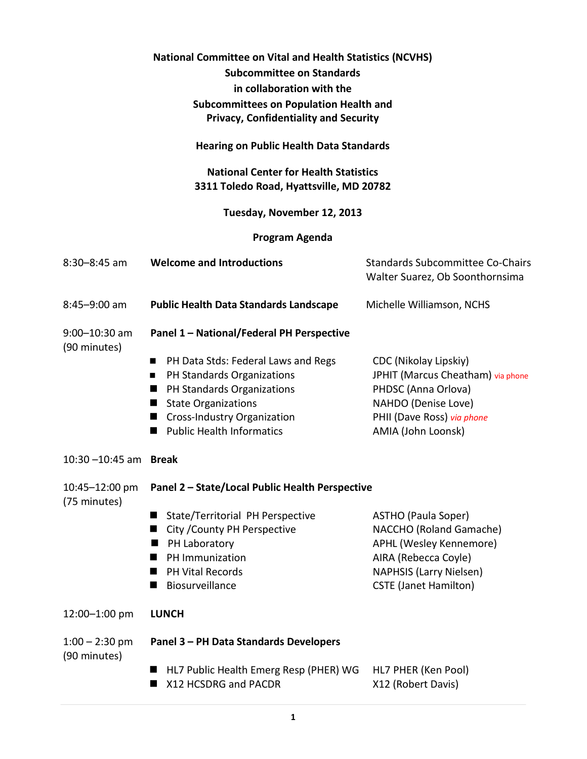**National Committee on Vital and Health Statistics (NCVHS)**
**Subcommittee on Standards**
**in collaboration with the**
**Subcommittees on Population Health and**
**Privacy, Confidentiality and Security**

**Hearing on Public Health Data Standards**

**National Center for Health Statistics**
**3311 Toledo Road, Hyattsville, MD 20782**

**Tuesday, November 12, 2013**

**Program Agenda**

| | | |
|---|---|---|
| 8:30–8:45 am | **Welcome and Introductions** | Standards Subcommittee Co-Chairs Walter Suarez, Ob Soonthornsima |
| 8:45–9:00 am | **Public Health Data Standards Landscape** | Michelle Williamson, NCHS |
| 9:00–10:30 am (90 minutes) | **Panel 1 – National/Federal PH Perspective** | |
| | ■ PH Data Stds: Federal Laws and Regs | CDC (Nikolay Lipskiy) |
| | ■ PH Standards Organizations | JPHIT (Marcus Cheatham) via phone |
| | ■ PH Standards Organizations | PHDSC (Anna Orlova) |
| | ■ State Organizations | NAHDO (Denise Love) |
| | ■ Cross-Industry Organization | PHII (Dave Ross) *via phone* |
| | ■ Public Health Informatics | AMIA (John Loonsk) |
| 10:30 –10:45 am | **Break** | |
| 10:45–12:00 pm (75 minutes) | **Panel 2 – State/Local Public Health Perspective** | |
| | ■ State/Territorial PH Perspective | ASTHO (Paula Soper) |
| | ■ City /County PH Perspective | NACCHO (Roland Gamache) |
| | ■ PH Laboratory | APHL (Wesley Kennemore) |
| | ■ PH Immunization | AIRA (Rebecca Coyle) |
| | ■ PH Vital Records | NAPHSIS (Larry Nielsen) |
| | ■ Biosurveillance | CSTE (Janet Hamilton) |
| 12:00–1:00 pm | **LUNCH** | |
| 1:00 – 2:30 pm (90 minutes) | **Panel 3 – PH Data Standards Developers** | |
| | ■ HL7 Public Health Emerg Resp (PHER) WG | HL7 PHER (Ken Pool) |
| | ■ X12 HCSDRG and PACDR | X12 (Robert Davis) |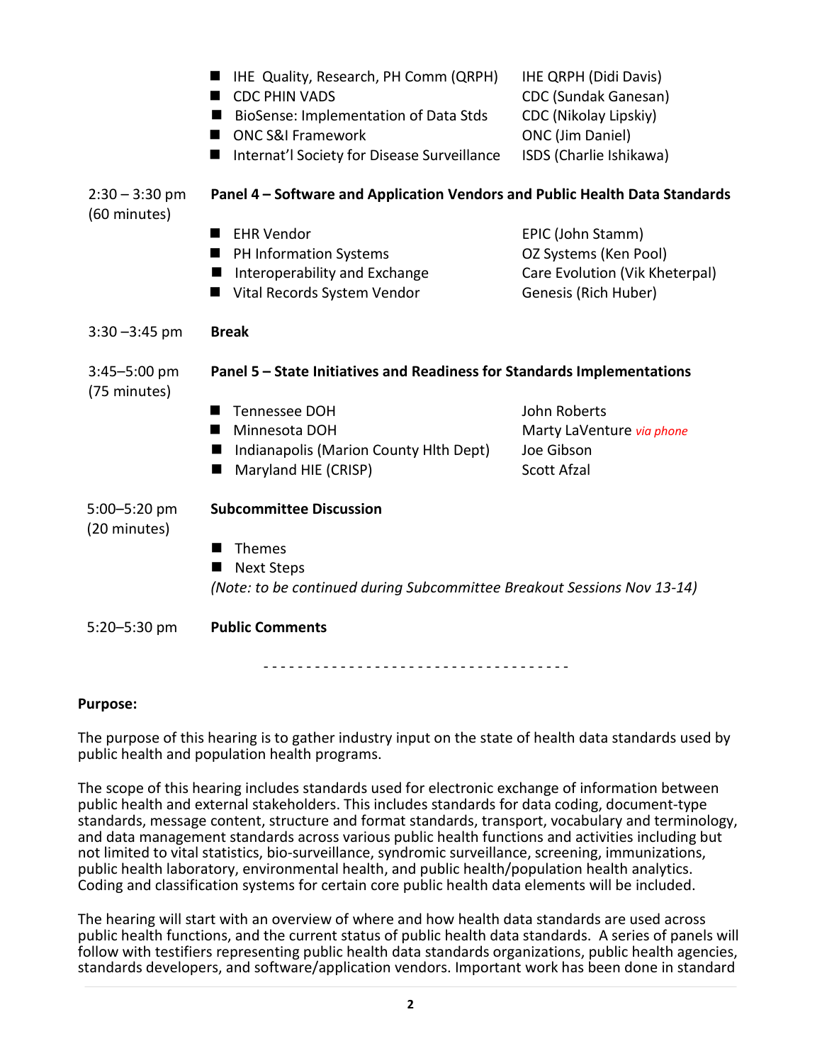| | | |
|---|---|---|
| | ■ IHE Quality, Research, PH Comm (QRPH) | IHE QRPH (Didi Davis) |
| | ■ CDC PHIN VADS | CDC (Sundak Ganesan) |
| | ■ BioSense: Implementation of Data Stds | CDC (Nikolay Lipskiy) |
| | ■ ONC S&I Framework | ONC (Jim Daniel) |
| | ■ Internat'l Society for Disease Surveillance | ISDS (Charlie Ishikawa) |
| 2:30 – 3:30 pm (60 minutes) | **Panel 4 – Software and Application Vendors and Public Health Data Standards** | |
| | ■ EHR Vendor | EPIC (John Stamm) |
| | ■ PH Information Systems | OZ Systems (Ken Pool) |
| | ■ Interoperability and Exchange | Care Evolution (Vik Kheterpal) |
| | ■ Vital Records System Vendor | Genesis (Rich Huber) |
| 3:30 –3:45 pm | **Break** | |
| 3:45–5:00 pm (75 minutes) | **Panel 5 – State Initiatives and Readiness for Standards Implementations** | |
| | ■ Tennessee DOH | John Roberts |
| | ■ Minnesota DOH | Marty LaVenture *via phone* |
| | ■ Indianapolis (Marion County Hlth Dept) | Joe Gibson |
| | ■ Maryland HIE (CRISP) | Scott Afzal |
| 5:00–5:20 pm (20 minutes) | **Subcommittee Discussion** | |
| | ■ Themes | |
| | ■ Next Steps | |
| | *(Note: to be continued during Subcommittee Breakout Sessions Nov 13-14)* | |
| 5:20–5:30 pm | **Public Comments** | |

- - - - - - - - - - - - - - - - - - - - - - - - - - - - - - - - - - - -

**Purpose:**

The purpose of this hearing is to gather industry input on the state of health data standards used by public health and population health programs.

The scope of this hearing includes standards used for electronic exchange of information between public health and external stakeholders. This includes standards for data coding, document-type standards, message content, structure and format standards, transport, vocabulary and terminology, and data management standards across various public health functions and activities including but not limited to vital statistics, bio-surveillance, syndromic surveillance, screening, immunizations, public health laboratory, environmental health, and public health/population health analytics. Coding and classification systems for certain core public health data elements will be included.

The hearing will start with an overview of where and how health data standards are used across public health functions, and the current status of public health data standards. A series of panels will follow with testifiers representing public health data standards organizations, public health agencies, standards developers, and software/application vendors. Important work has been done in standard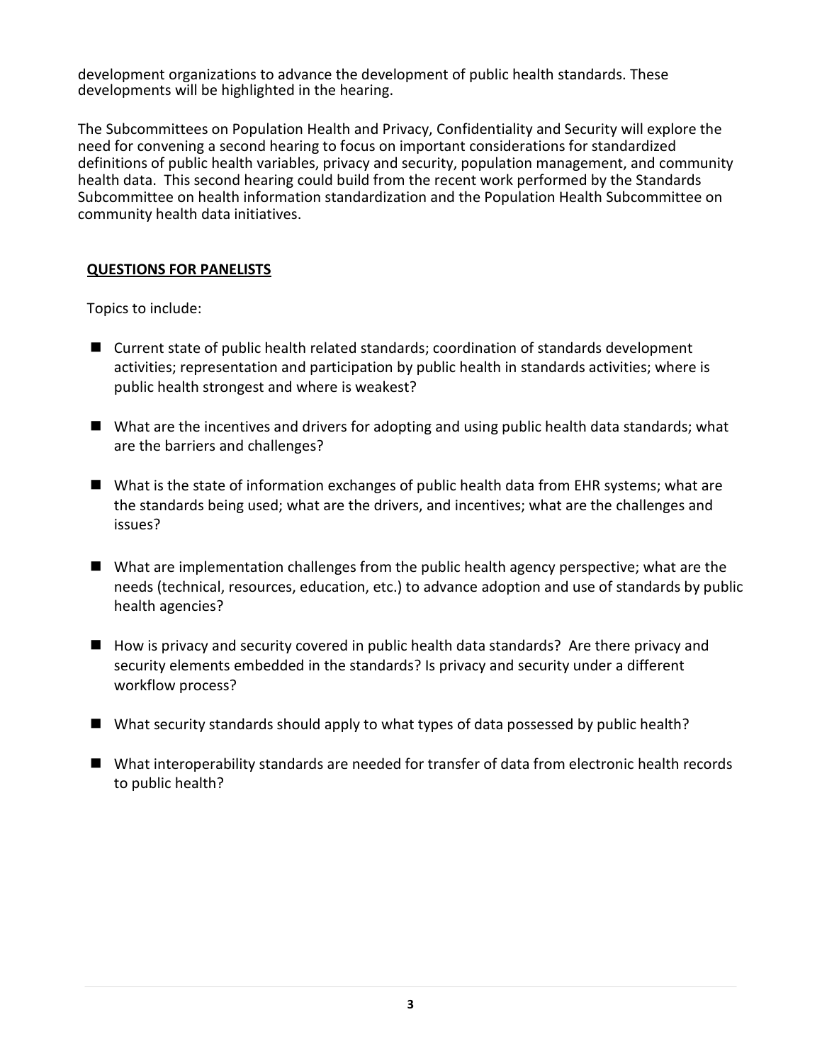development organizations to advance the development of public health standards. These developments will be highlighted in the hearing.

The Subcommittees on Population Health and Privacy, Confidentiality and Security will explore the need for convening a second hearing to focus on important considerations for standardized definitions of public health variables, privacy and security, population management, and community health data. This second hearing could build from the recent work performed by the Standards Subcommittee on health information standardization and the Population Health Subcommittee on community health data initiatives.

## QUESTIONS FOR PANELISTS

Topics to include:

- Current state of public health related standards; coordination of standards development activities; representation and participation by public health in standards activities; where is public health strongest and where is weakest?
- What are the incentives and drivers for adopting and using public health data standards; what are the barriers and challenges?
- What is the state of information exchanges of public health data from EHR systems; what are the standards being used; what are the drivers, and incentives; what are the challenges and issues?
- What are implementation challenges from the public health agency perspective; what are the needs (technical, resources, education, etc.) to advance adoption and use of standards by public health agencies?
- How is privacy and security covered in public health data standards? Are there privacy and security elements embedded in the standards? Is privacy and security under a different workflow process?
- What security standards should apply to what types of data possessed by public health?
- What interoperability standards are needed for transfer of data from electronic health records to public health?